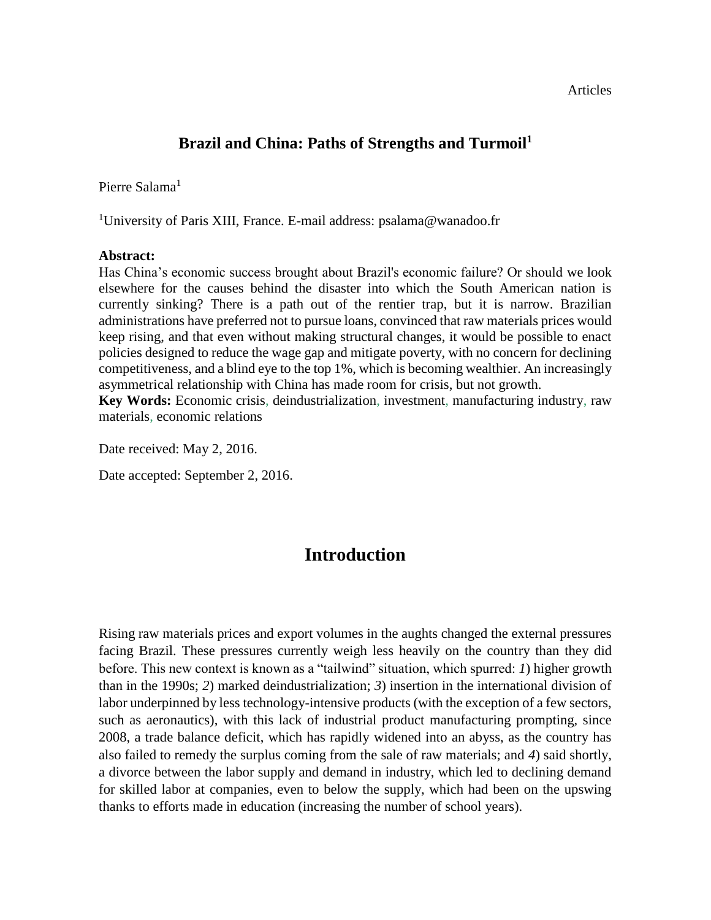Articles

# Brazil and China: Paths of Strengths and Turmoil[1]

Pierre Salama[1]

[1]University of Paris XIII, France. E-mail address: psalama@wanadoo.fr

**Abstract:**
Has China's economic success brought about Brazil's economic failure? Or should we look elsewhere for the causes behind the disaster into which the South American nation is currently sinking? There is a path out of the rentier trap, but it is narrow. Brazilian administrations have preferred not to pursue loans, convinced that raw materials prices would keep rising, and that even without making structural changes, it would be possible to enact policies designed to reduce the wage gap and mitigate poverty, with no concern for declining competitiveness, and a blind eye to the top 1%, which is becoming wealthier. An increasingly asymmetrical relationship with China has made room for crisis, but not growth.
**Key Words:** Economic crisis, deindustrialization, investment, manufacturing industry, raw materials, economic relations

Date received: May 2, 2016.

Date accepted: September 2, 2016.

## Introduction

Rising raw materials prices and export volumes in the aughts changed the external pressures facing Brazil. These pressures currently weigh less heavily on the country than they did before. This new context is known as a "tailwind" situation, which spurred: *1*) higher growth than in the 1990s; *2*) marked deindustrialization; *3*) insertion in the international division of labor underpinned by less technology-intensive products (with the exception of a few sectors, such as aeronautics), with this lack of industrial product manufacturing prompting, since 2008, a trade balance deficit, which has rapidly widened into an abyss, as the country has also failed to remedy the surplus coming from the sale of raw materials; and *4*) said shortly, a divorce between the labor supply and demand in industry, which led to declining demand for skilled labor at companies, even to below the supply, which had been on the upswing thanks to efforts made in education (increasing the number of school years).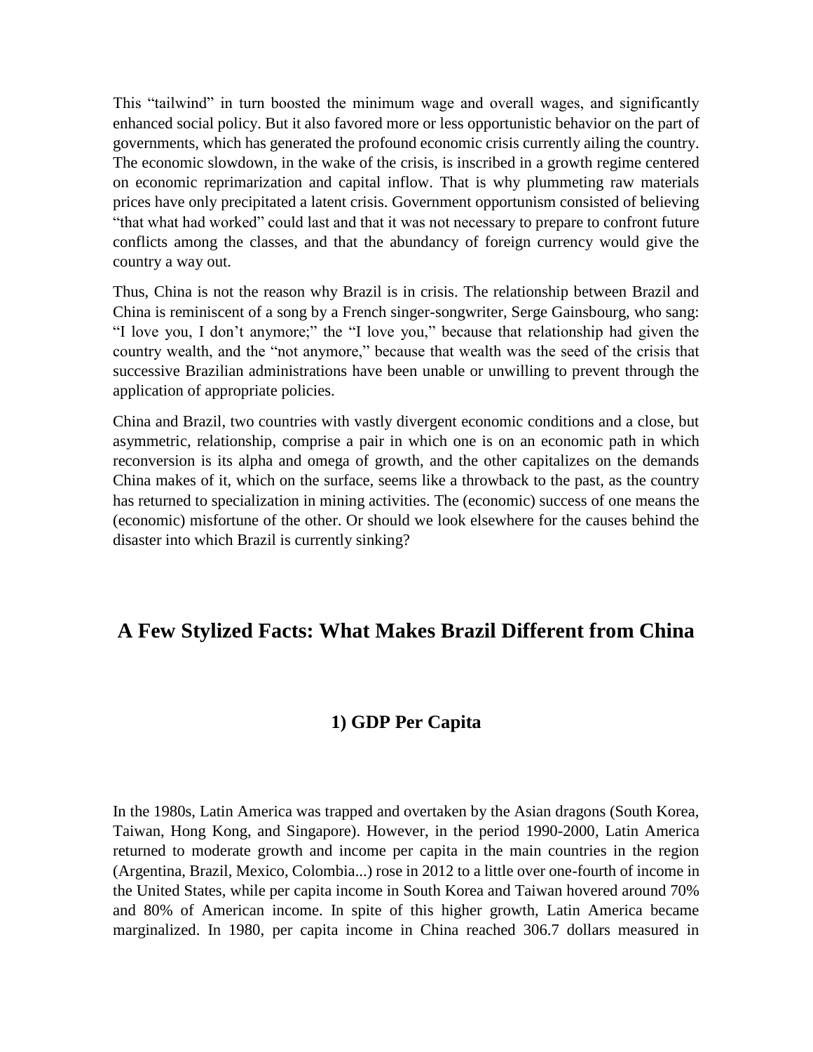This “tailwind” in turn boosted the minimum wage and overall wages, and significantly enhanced social policy. But it also favored more or less opportunistic behavior on the part of governments, which has generated the profound economic crisis currently ailing the country. The economic slowdown, in the wake of the crisis, is inscribed in a growth regime centered on economic reprimarization and capital inflow. That is why plummeting raw materials prices have only precipitated a latent crisis. Government opportunism consisted of believing “that what had worked” could last and that it was not necessary to prepare to confront future conflicts among the classes, and that the abundancy of foreign currency would give the country a way out.

Thus, China is not the reason why Brazil is in crisis. The relationship between Brazil and China is reminiscent of a song by a French singer-songwriter, Serge Gainsbourg, who sang: “I love you, I don’t anymore;” the “I love you,” because that relationship had given the country wealth, and the “not anymore,” because that wealth was the seed of the crisis that successive Brazilian administrations have been unable or unwilling to prevent through the application of appropriate policies.

China and Brazil, two countries with vastly divergent economic conditions and a close, but asymmetric, relationship, comprise a pair in which one is on an economic path in which reconversion is its alpha and omega of growth, and the other capitalizes on the demands China makes of it, which on the surface, seems like a throwback to the past, as the country has returned to specialization in mining activities. The (economic) success of one means the (economic) misfortune of the other. Or should we look elsewhere for the causes behind the disaster into which Brazil is currently sinking?

## A Few Stylized Facts: What Makes Brazil Different from China

### 1) GDP Per Capita

In the 1980s, Latin America was trapped and overtaken by the Asian dragons (South Korea, Taiwan, Hong Kong, and Singapore). However, in the period 1990-2000, Latin America returned to moderate growth and income per capita in the main countries in the region (Argentina, Brazil, Mexico, Colombia...) rose in 2012 to a little over one-fourth of income in the United States, while per capita income in South Korea and Taiwan hovered around 70% and 80% of American income. In spite of this higher growth, Latin America became marginalized. In 1980, per capita income in China reached 306.7 dollars measured in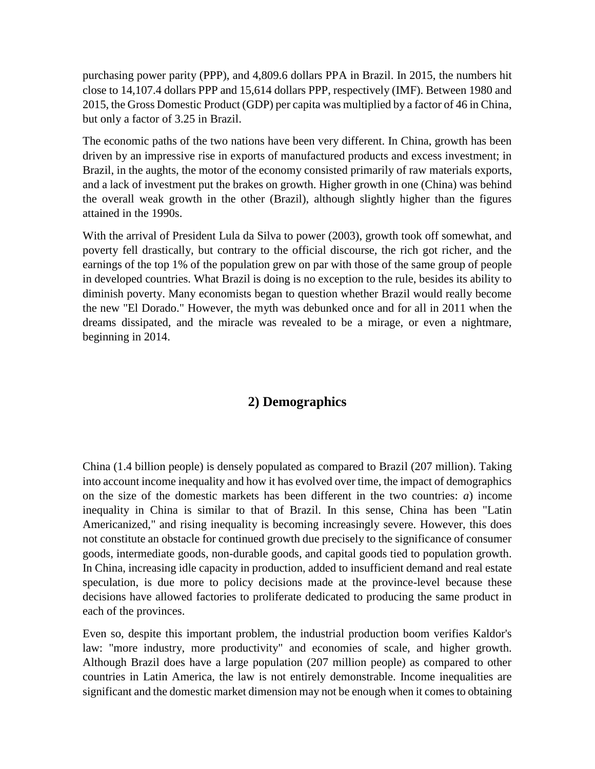purchasing power parity (PPP), and 4,809.6 dollars PPA in Brazil. In 2015, the numbers hit close to 14,107.4 dollars PPP and 15,614 dollars PPP, respectively (IMF). Between 1980 and 2015, the Gross Domestic Product (GDP) per capita was multiplied by a factor of 46 in China, but only a factor of 3.25 in Brazil.

The economic paths of the two nations have been very different. In China, growth has been driven by an impressive rise in exports of manufactured products and excess investment; in Brazil, in the aughts, the motor of the economy consisted primarily of raw materials exports, and a lack of investment put the brakes on growth. Higher growth in one (China) was behind the overall weak growth in the other (Brazil), although slightly higher than the figures attained in the 1990s.

With the arrival of President Lula da Silva to power (2003), growth took off somewhat, and poverty fell drastically, but contrary to the official discourse, the rich got richer, and the earnings of the top 1% of the population grew on par with those of the same group of people in developed countries. What Brazil is doing is no exception to the rule, besides its ability to diminish poverty. Many economists began to question whether Brazil would really become the new "El Dorado." However, the myth was debunked once and for all in 2011 when the dreams dissipated, and the miracle was revealed to be a mirage, or even a nightmare, beginning in 2014.

## 2) Demographics

China (1.4 billion people) is densely populated as compared to Brazil (207 million). Taking into account income inequality and how it has evolved over time, the impact of demographics on the size of the domestic markets has been different in the two countries: *a*) income inequality in China is similar to that of Brazil. In this sense, China has been "Latin Americanized," and rising inequality is becoming increasingly severe. However, this does not constitute an obstacle for continued growth due precisely to the significance of consumer goods, intermediate goods, non-durable goods, and capital goods tied to population growth. In China, increasing idle capacity in production, added to insufficient demand and real estate speculation, is due more to policy decisions made at the province-level because these decisions have allowed factories to proliferate dedicated to producing the same product in each of the provinces.

Even so, despite this important problem, the industrial production boom verifies Kaldor's law: "more industry, more productivity" and economies of scale, and higher growth. Although Brazil does have a large population (207 million people) as compared to other countries in Latin America, the law is not entirely demonstrable. Income inequalities are significant and the domestic market dimension may not be enough when it comes to obtaining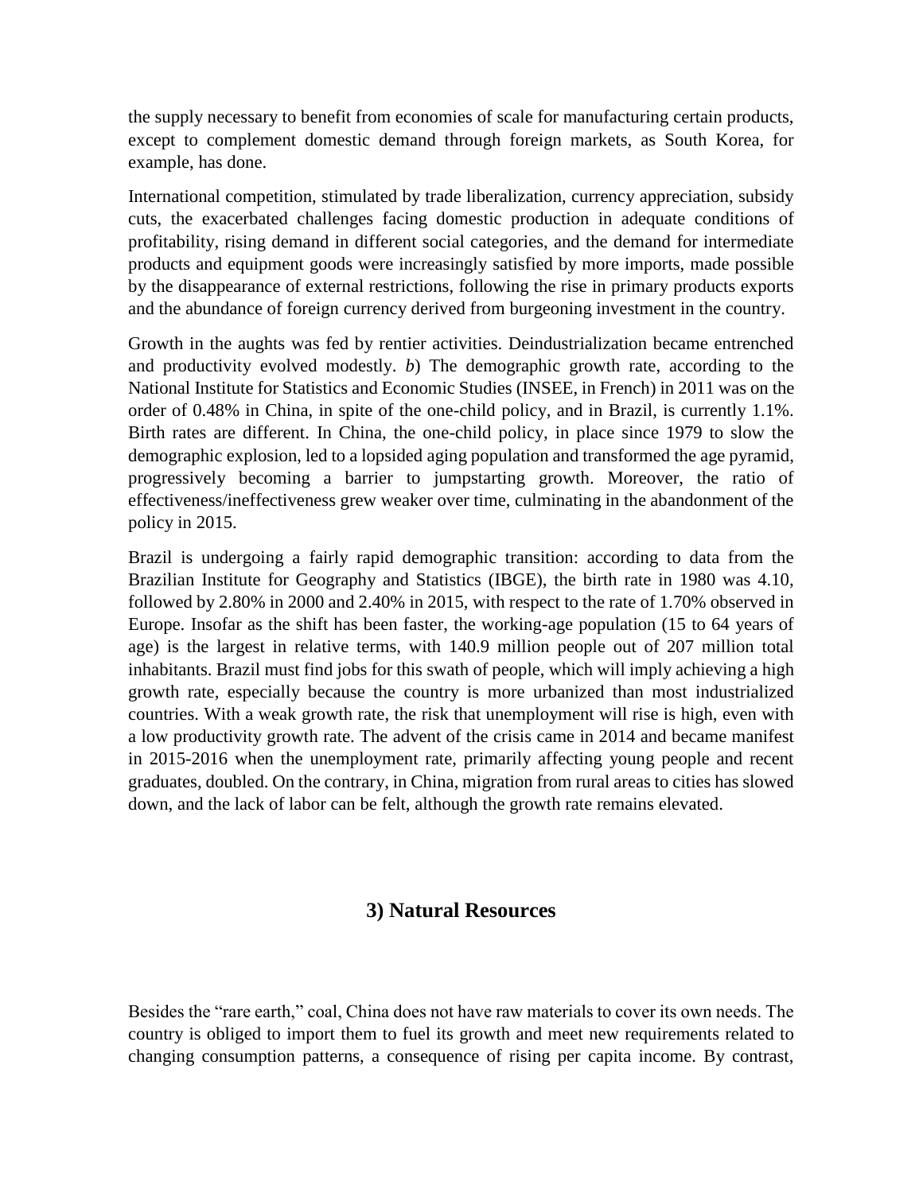the supply necessary to benefit from economies of scale for manufacturing certain products, except to complement domestic demand through foreign markets, as South Korea, for example, has done.

International competition, stimulated by trade liberalization, currency appreciation, subsidy cuts, the exacerbated challenges facing domestic production in adequate conditions of profitability, rising demand in different social categories, and the demand for intermediate products and equipment goods were increasingly satisfied by more imports, made possible by the disappearance of external restrictions, following the rise in primary products exports and the abundance of foreign currency derived from burgeoning investment in the country.

Growth in the aughts was fed by rentier activities. Deindustrialization became entrenched and productivity evolved modestly. *b*) The demographic growth rate, according to the National Institute for Statistics and Economic Studies (INSEE, in French) in 2011 was on the order of 0.48% in China, in spite of the one-child policy, and in Brazil, is currently 1.1%. Birth rates are different. In China, the one-child policy, in place since 1979 to slow the demographic explosion, led to a lopsided aging population and transformed the age pyramid, progressively becoming a barrier to jumpstarting growth. Moreover, the ratio of effectiveness/ineffectiveness grew weaker over time, culminating in the abandonment of the policy in 2015.

Brazil is undergoing a fairly rapid demographic transition: according to data from the Brazilian Institute for Geography and Statistics (IBGE), the birth rate in 1980 was 4.10, followed by 2.80% in 2000 and 2.40% in 2015, with respect to the rate of 1.70% observed in Europe. Insofar as the shift has been faster, the working-age population (15 to 64 years of age) is the largest in relative terms, with 140.9 million people out of 207 million total inhabitants. Brazil must find jobs for this swath of people, which will imply achieving a high growth rate, especially because the country is more urbanized than most industrialized countries. With a weak growth rate, the risk that unemployment will rise is high, even with a low productivity growth rate. The advent of the crisis came in 2014 and became manifest in 2015-2016 when the unemployment rate, primarily affecting young people and recent graduates, doubled. On the contrary, in China, migration from rural areas to cities has slowed down, and the lack of labor can be felt, although the growth rate remains elevated.

## 3) Natural Resources

Besides the "rare earth," coal, China does not have raw materials to cover its own needs. The country is obliged to import them to fuel its growth and meet new requirements related to changing consumption patterns, a consequence of rising per capita income. By contrast,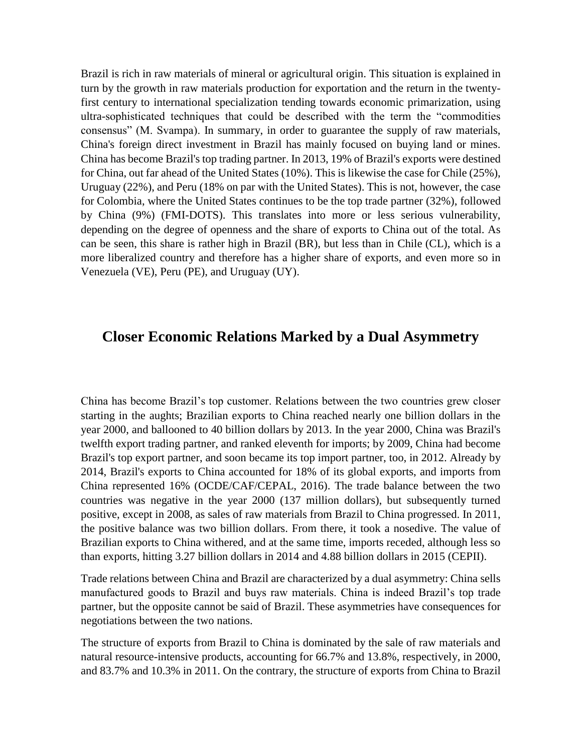Brazil is rich in raw materials of mineral or agricultural origin. This situation is explained in turn by the growth in raw materials production for exportation and the return in the twenty-first century to international specialization tending towards economic primarization, using ultra-sophisticated techniques that could be described with the term the "commodities consensus" (M. Svampa). In summary, in order to guarantee the supply of raw materials, China's foreign direct investment in Brazil has mainly focused on buying land or mines. China has become Brazil's top trading partner. In 2013, 19% of Brazil's exports were destined for China, out far ahead of the United States (10%). This is likewise the case for Chile (25%), Uruguay (22%), and Peru (18% on par with the United States). This is not, however, the case for Colombia, where the United States continues to be the top trade partner (32%), followed by China (9%) (FMI-DOTS). This translates into more or less serious vulnerability, depending on the degree of openness and the share of exports to China out of the total. As can be seen, this share is rather high in Brazil (BR), but less than in Chile (CL), which is a more liberalized country and therefore has a higher share of exports, and even more so in Venezuela (VE), Peru (PE), and Uruguay (UY).

## Closer Economic Relations Marked by a Dual Asymmetry

China has become Brazil's top customer. Relations between the two countries grew closer starting in the aughts; Brazilian exports to China reached nearly one billion dollars in the year 2000, and ballooned to 40 billion dollars by 2013. In the year 2000, China was Brazil's twelfth export trading partner, and ranked eleventh for imports; by 2009, China had become Brazil's top export partner, and soon became its top import partner, too, in 2012. Already by 2014, Brazil's exports to China accounted for 18% of its global exports, and imports from China represented 16% (OCDE/CAF/CEPAL, 2016). The trade balance between the two countries was negative in the year 2000 (137 million dollars), but subsequently turned positive, except in 2008, as sales of raw materials from Brazil to China progressed. In 2011, the positive balance was two billion dollars. From there, it took a nosedive. The value of Brazilian exports to China withered, and at the same time, imports receded, although less so than exports, hitting 3.27 billion dollars in 2014 and 4.88 billion dollars in 2015 (CEPII).

Trade relations between China and Brazil are characterized by a dual asymmetry: China sells manufactured goods to Brazil and buys raw materials. China is indeed Brazil's top trade partner, but the opposite cannot be said of Brazil. These asymmetries have consequences for negotiations between the two nations.

The structure of exports from Brazil to China is dominated by the sale of raw materials and natural resource-intensive products, accounting for 66.7% and 13.8%, respectively, in 2000, and 83.7% and 10.3% in 2011. On the contrary, the structure of exports from China to Brazil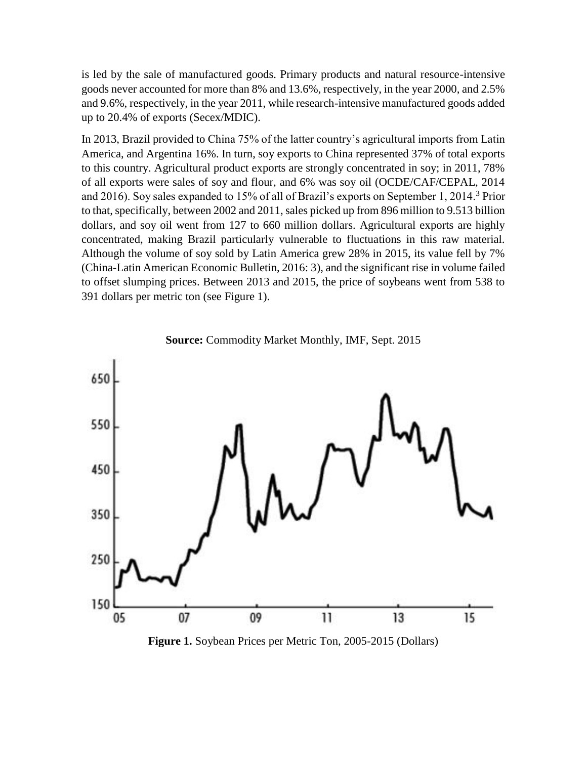is led by the sale of manufactured goods. Primary products and natural resource-intensive goods never accounted for more than 8% and 13.6%, respectively, in the year 2000, and 2.5% and 9.6%, respectively, in the year 2011, while research-intensive manufactured goods added up to 20.4% of exports (Secex/MDIC).

In 2013, Brazil provided to China 75% of the latter country's agricultural imports from Latin America, and Argentina 16%. In turn, soy exports to China represented 37% of total exports to this country. Agricultural product exports are strongly concentrated in soy; in 2011, 78% of all exports were sales of soy and flour, and 6% was soy oil (OCDE/CAF/CEPAL, 2014 and 2016). Soy sales expanded to 15% of all of Brazil's exports on September 1, 2014.[3] Prior to that, specifically, between 2002 and 2011, sales picked up from 896 million to 9.513 billion dollars, and soy oil went from 127 to 660 million dollars. Agricultural exports are highly concentrated, making Brazil particularly vulnerable to fluctuations in this raw material. Although the volume of soy sold by Latin America grew 28% in 2015, its value fell by 7% (China-Latin American Economic Bulletin, 2016: 3), and the significant rise in volume failed to offset slumping prices. Between 2013 and 2015, the price of soybeans went from 538 to 391 dollars per metric ton (see Figure 1).

**Source:** Commodity Market Monthly, IMF, Sept. 2015

650
550
450
350
250
150
05 07 09 11 13 15

**Figure 1.** Soybean Prices per Metric Ton, 2005-2015 (Dollars)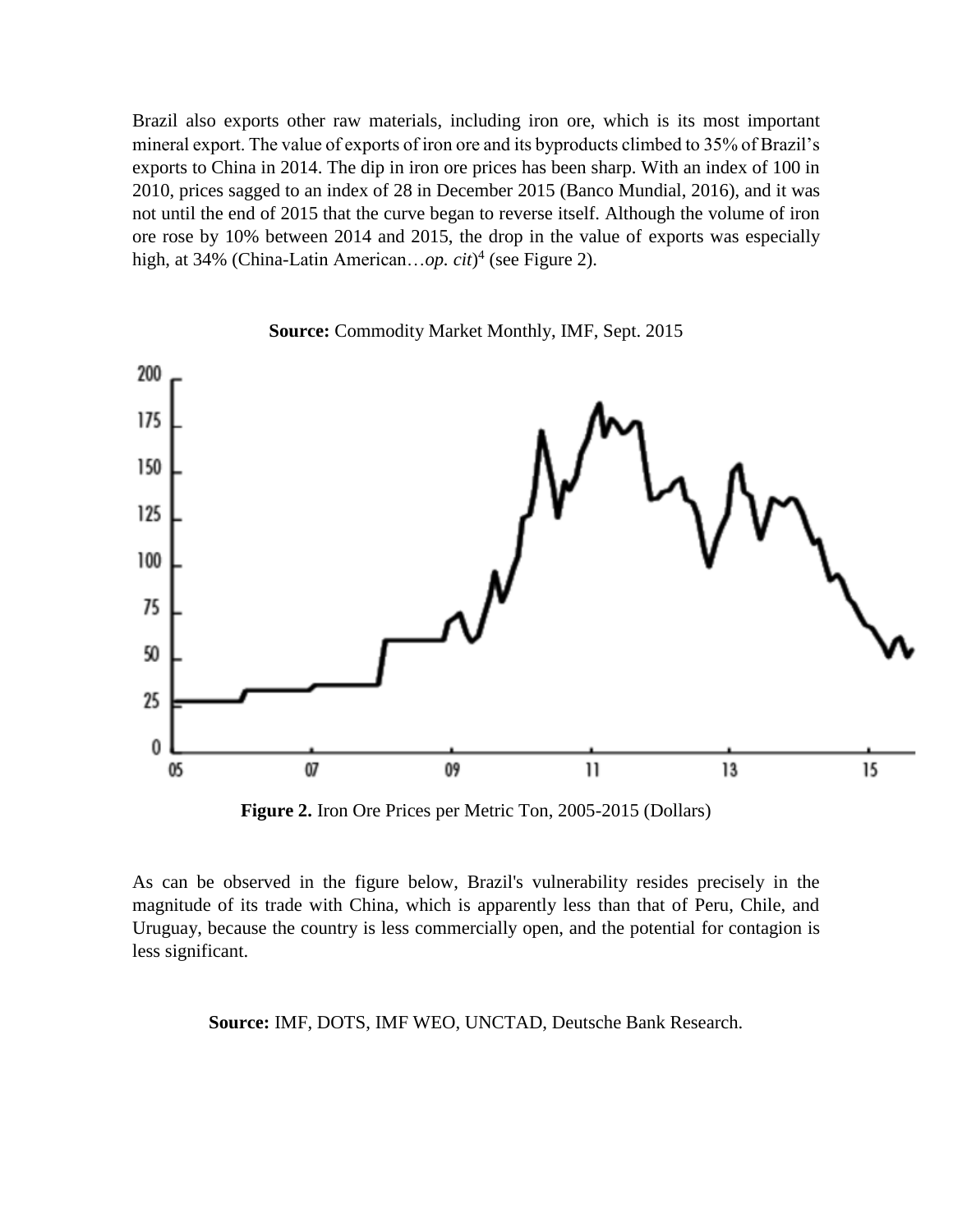Brazil also exports other raw materials, including iron ore, which is its most important mineral export. The value of exports of iron ore and its byproducts climbed to 35% of Brazil's exports to China in 2014. The dip in iron ore prices has been sharp. With an index of 100 in 2010, prices sagged to an index of 28 in December 2015 (Banco Mundial, 2016), and it was not until the end of 2015 that the curve began to reverse itself. Although the volume of iron ore rose by 10% between 2014 and 2015, the drop in the value of exports was especially high, at 34% (China-Latin American…*op. cit*)[4] (see Figure 2).

**Source:** Commodity Market Monthly, IMF, Sept. 2015

200
175
150
125
100
75
50
25
0
05
07
09
11
13
15

**Figure 2.** Iron Ore Prices per Metric Ton, 2005-2015 (Dollars)

As can be observed in the figure below, Brazil's vulnerability resides precisely in the magnitude of its trade with China, which is apparently less than that of Peru, Chile, and Uruguay, because the country is less commercially open, and the potential for contagion is less significant.

**Source:** IMF, DOTS, IMF WEO, UNCTAD, Deutsche Bank Research.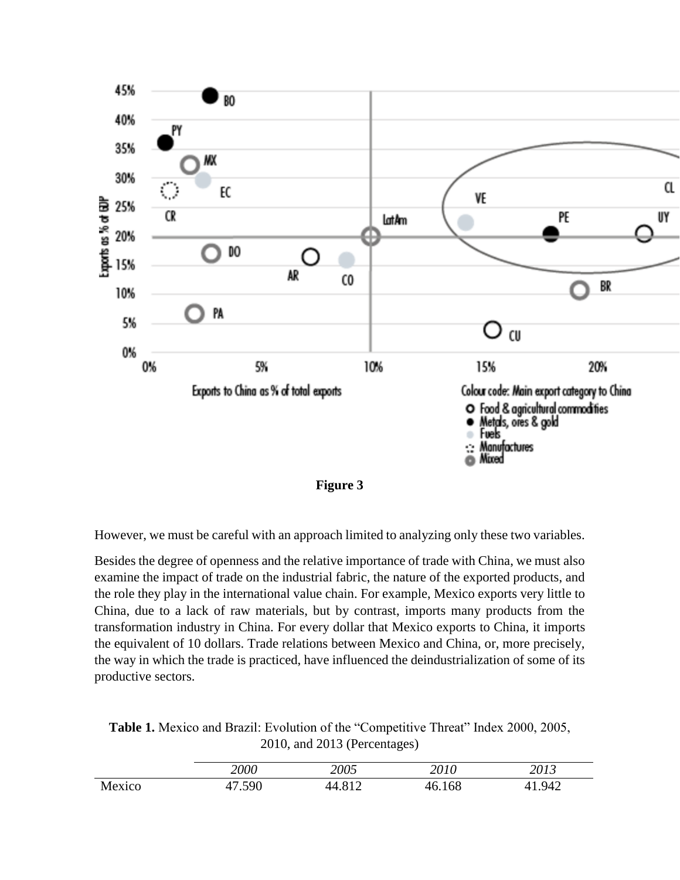45%
40%
35%
30%
25%
20%
15%
10%
5%
0%

Exports as % of GDP

0%
5%
10%
15%
20%

Exports to China as % of total exports

BO
PY
MX
EC
CR
DO
AR
CO
PA
LatAm
VE
PE
UY
CL
BR
CU

Colour code: Main export category to China
Food & agricultural commodities
Metals, ores & gold
Fuels
Manufactures
Mixed

**Figure 3**

However, we must be careful with an approach limited to analyzing only these two variables.

Besides the degree of openness and the relative importance of trade with China, we must also examine the impact of trade on the industrial fabric, the nature of the exported products, and the role they play in the international value chain. For example, Mexico exports very little to China, due to a lack of raw materials, but by contrast, imports many products from the transformation industry in China. For every dollar that Mexico exports to China, it imports the equivalent of 10 dollars. Trade relations between Mexico and China, or, more precisely, the way in which the trade is practiced, have influenced the deindustrialization of some of its productive sectors.

**Table 1.** Mexico and Brazil: Evolution of the "Competitive Threat" Index 2000, 2005, 2010, and 2013 (Percentages)

| | *2000* | *2005* | *2010* | *2013* |
|---|---|---|---|---|
| Mexico | 47.590 | 44.812 | 46.168 | 41.942 |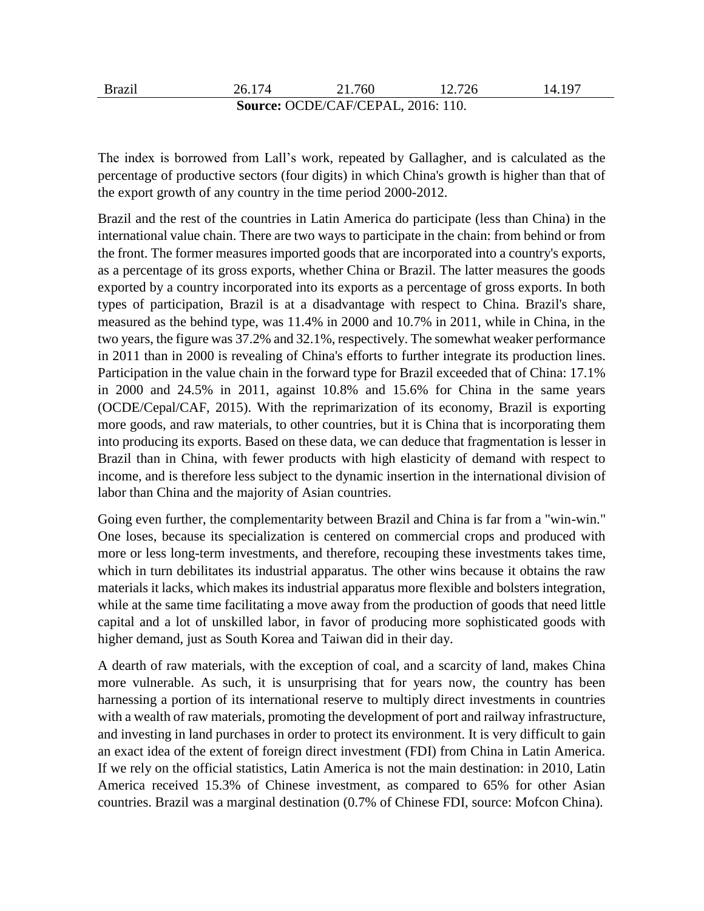| | | | | |
|---|---|---|---|---|
| Brazil | 26.174 | 21.760 | 12.726 | 14.197 |

**Source:** OCDE/CAF/CEPAL, 2016: 110.

The index is borrowed from Lall's work, repeated by Gallagher, and is calculated as the percentage of productive sectors (four digits) in which China's growth is higher than that of the export growth of any country in the time period 2000-2012.

Brazil and the rest of the countries in Latin America do participate (less than China) in the international value chain. There are two ways to participate in the chain: from behind or from the front. The former measures imported goods that are incorporated into a country's exports, as a percentage of its gross exports, whether China or Brazil. The latter measures the goods exported by a country incorporated into its exports as a percentage of gross exports. In both types of participation, Brazil is at a disadvantage with respect to China. Brazil's share, measured as the behind type, was 11.4% in 2000 and 10.7% in 2011, while in China, in the two years, the figure was 37.2% and 32.1%, respectively. The somewhat weaker performance in 2011 than in 2000 is revealing of China's efforts to further integrate its production lines. Participation in the value chain in the forward type for Brazil exceeded that of China: 17.1% in 2000 and 24.5% in 2011, against 10.8% and 15.6% for China in the same years (OCDE/Cepal/CAF, 2015). With the reprimarization of its economy, Brazil is exporting more goods, and raw materials, to other countries, but it is China that is incorporating them into producing its exports. Based on these data, we can deduce that fragmentation is lesser in Brazil than in China, with fewer products with high elasticity of demand with respect to income, and is therefore less subject to the dynamic insertion in the international division of labor than China and the majority of Asian countries.

Going even further, the complementarity between Brazil and China is far from a "win-win." One loses, because its specialization is centered on commercial crops and produced with more or less long-term investments, and therefore, recouping these investments takes time, which in turn debilitates its industrial apparatus. The other wins because it obtains the raw materials it lacks, which makes its industrial apparatus more flexible and bolsters integration, while at the same time facilitating a move away from the production of goods that need little capital and a lot of unskilled labor, in favor of producing more sophisticated goods with higher demand, just as South Korea and Taiwan did in their day.

A dearth of raw materials, with the exception of coal, and a scarcity of land, makes China more vulnerable. As such, it is unsurprising that for years now, the country has been harnessing a portion of its international reserve to multiply direct investments in countries with a wealth of raw materials, promoting the development of port and railway infrastructure, and investing in land purchases in order to protect its environment. It is very difficult to gain an exact idea of the extent of foreign direct investment (FDI) from China in Latin America. If we rely on the official statistics, Latin America is not the main destination: in 2010, Latin America received 15.3% of Chinese investment, as compared to 65% for other Asian countries. Brazil was a marginal destination (0.7% of Chinese FDI, source: Mofcon China).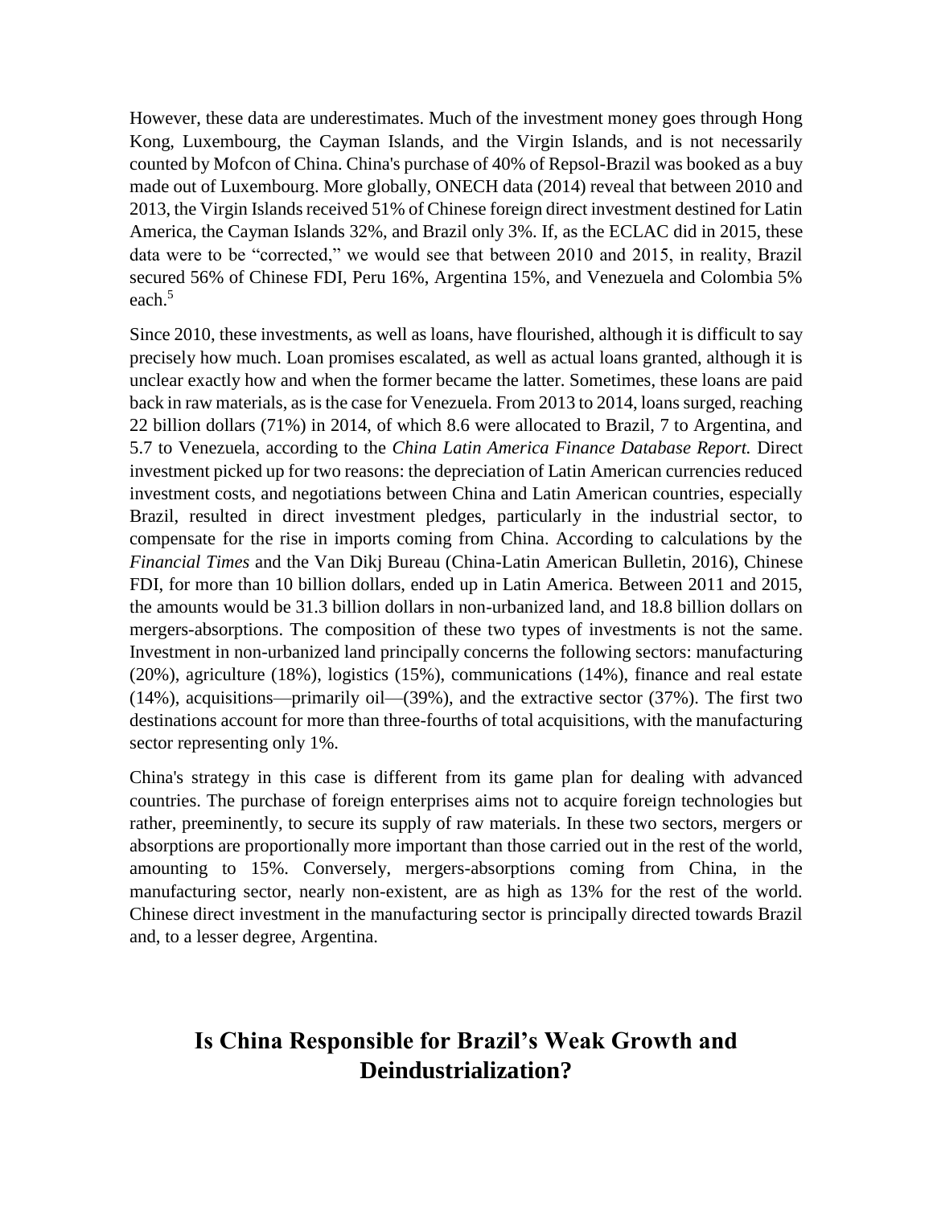However, these data are underestimates. Much of the investment money goes through Hong Kong, Luxembourg, the Cayman Islands, and the Virgin Islands, and is not necessarily counted by Mofcon of China. China's purchase of 40% of Repsol-Brazil was booked as a buy made out of Luxembourg. More globally, ONECH data (2014) reveal that between 2010 and 2013, the Virgin Islands received 51% of Chinese foreign direct investment destined for Latin America, the Cayman Islands 32%, and Brazil only 3%. If, as the ECLAC did in 2015, these data were to be "corrected," we would see that between 2010 and 2015, in reality, Brazil secured 56% of Chinese FDI, Peru 16%, Argentina 15%, and Venezuela and Colombia 5% each.[5]

Since 2010, these investments, as well as loans, have flourished, although it is difficult to say precisely how much. Loan promises escalated, as well as actual loans granted, although it is unclear exactly how and when the former became the latter. Sometimes, these loans are paid back in raw materials, as is the case for Venezuela. From 2013 to 2014, loans surged, reaching 22 billion dollars (71%) in 2014, of which 8.6 were allocated to Brazil, 7 to Argentina, and 5.7 to Venezuela, according to the *China Latin America Finance Database Report.* Direct investment picked up for two reasons: the depreciation of Latin American currencies reduced investment costs, and negotiations between China and Latin American countries, especially Brazil, resulted in direct investment pledges, particularly in the industrial sector, to compensate for the rise in imports coming from China. According to calculations by the *Financial Times* and the Van Dikj Bureau (China-Latin American Bulletin, 2016), Chinese FDI, for more than 10 billion dollars, ended up in Latin America. Between 2011 and 2015, the amounts would be 31.3 billion dollars in non-urbanized land, and 18.8 billion dollars on mergers-absorptions. The composition of these two types of investments is not the same. Investment in non-urbanized land principally concerns the following sectors: manufacturing (20%), agriculture (18%), logistics (15%), communications (14%), finance and real estate (14%), acquisitions—primarily oil—(39%), and the extractive sector (37%). The first two destinations account for more than three-fourths of total acquisitions, with the manufacturing sector representing only 1%.

China's strategy in this case is different from its game plan for dealing with advanced countries. The purchase of foreign enterprises aims not to acquire foreign technologies but rather, preeminently, to secure its supply of raw materials. In these two sectors, mergers or absorptions are proportionally more important than those carried out in the rest of the world, amounting to 15%. Conversely, mergers-absorptions coming from China, in the manufacturing sector, nearly non-existent, are as high as 13% for the rest of the world. Chinese direct investment in the manufacturing sector is principally directed towards Brazil and, to a lesser degree, Argentina.

## Is China Responsible for Brazil's Weak Growth and Deindustrialization?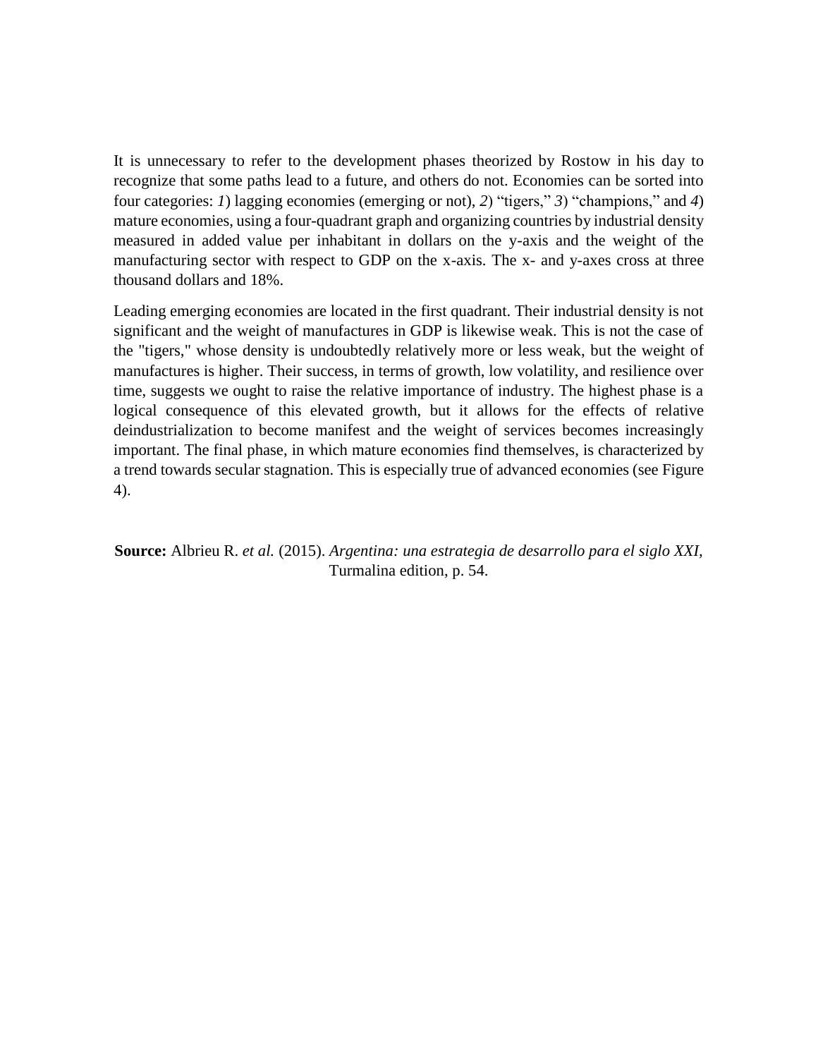It is unnecessary to refer to the development phases theorized by Rostow in his day to recognize that some paths lead to a future, and others do not. Economies can be sorted into four categories: *1*) lagging economies (emerging or not), *2*) “tigers,” *3*) “champions,” and *4*) mature economies, using a four-quadrant graph and organizing countries by industrial density measured in added value per inhabitant in dollars on the y-axis and the weight of the manufacturing sector with respect to GDP on the x-axis. The x- and y-axes cross at three thousand dollars and 18%.

Leading emerging economies are located in the first quadrant. Their industrial density is not significant and the weight of manufactures in GDP is likewise weak. This is not the case of the "tigers," whose density is undoubtedly relatively more or less weak, but the weight of manufactures is higher. Their success, in terms of growth, low volatility, and resilience over time, suggests we ought to raise the relative importance of industry. The highest phase is a logical consequence of this elevated growth, but it allows for the effects of relative deindustrialization to become manifest and the weight of services becomes increasingly important. The final phase, in which mature economies find themselves, is characterized by a trend towards secular stagnation. This is especially true of advanced economies (see Figure 4).

**Source:** Albrieu R. *et al.* (2015). *Argentina: una estrategia de desarrollo para el siglo XXI*, Turmalina edition, p. 54.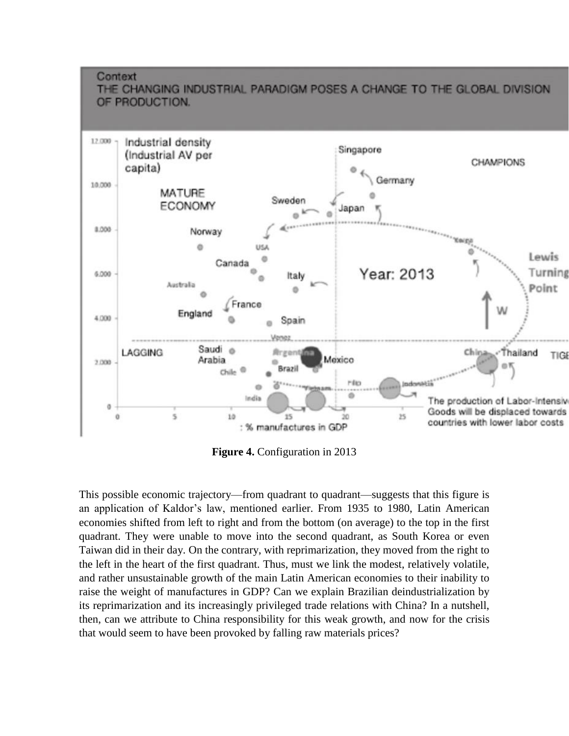Context

THE CHANGING INDUSTRIAL PARADIGM POSES A CHANGE TO THE GLOBAL DIVISION OF PRODUCTION.

12.000

10.000

8.000

6.000

4.000

2.000

0

Industrial density (Industrial AV per capita)

MATURE ECONOMY

CHAMPIONS

LAGGING

TIGE

Lewis Turning Point

W

Year: 2013

Singapore

Germany

Sweden

Japan

Norway

USA

Korea

Canada

Italy

Australia

France

England

Spain

Venez.

Saudi Arabia

Argentina

Mexico

Brazil

Chile

China

Thailand

India

Vietnam

Filip

Indonesia

0 5 10 15 20 25

: % manufactures in GDP

The production of Labor-Intensive Goods will be displaced towards countries with lower labor costs

**Figure 4.** Configuration in 2013

This possible economic trajectory—from quadrant to quadrant—suggests that this figure is an application of Kaldor's law, mentioned earlier. From 1935 to 1980, Latin American economies shifted from left to right and from the bottom (on average) to the top in the first quadrant. They were unable to move into the second quadrant, as South Korea or even Taiwan did in their day. On the contrary, with reprimarization, they moved from the right to the left in the heart of the first quadrant. Thus, must we link the modest, relatively volatile, and rather unsustainable growth of the main Latin American economies to their inability to raise the weight of manufactures in GDP? Can we explain Brazilian deindustrialization by its reprimarization and its increasingly privileged trade relations with China? In a nutshell, then, can we attribute to China responsibility for this weak growth, and now for the crisis that would seem to have been provoked by falling raw materials prices?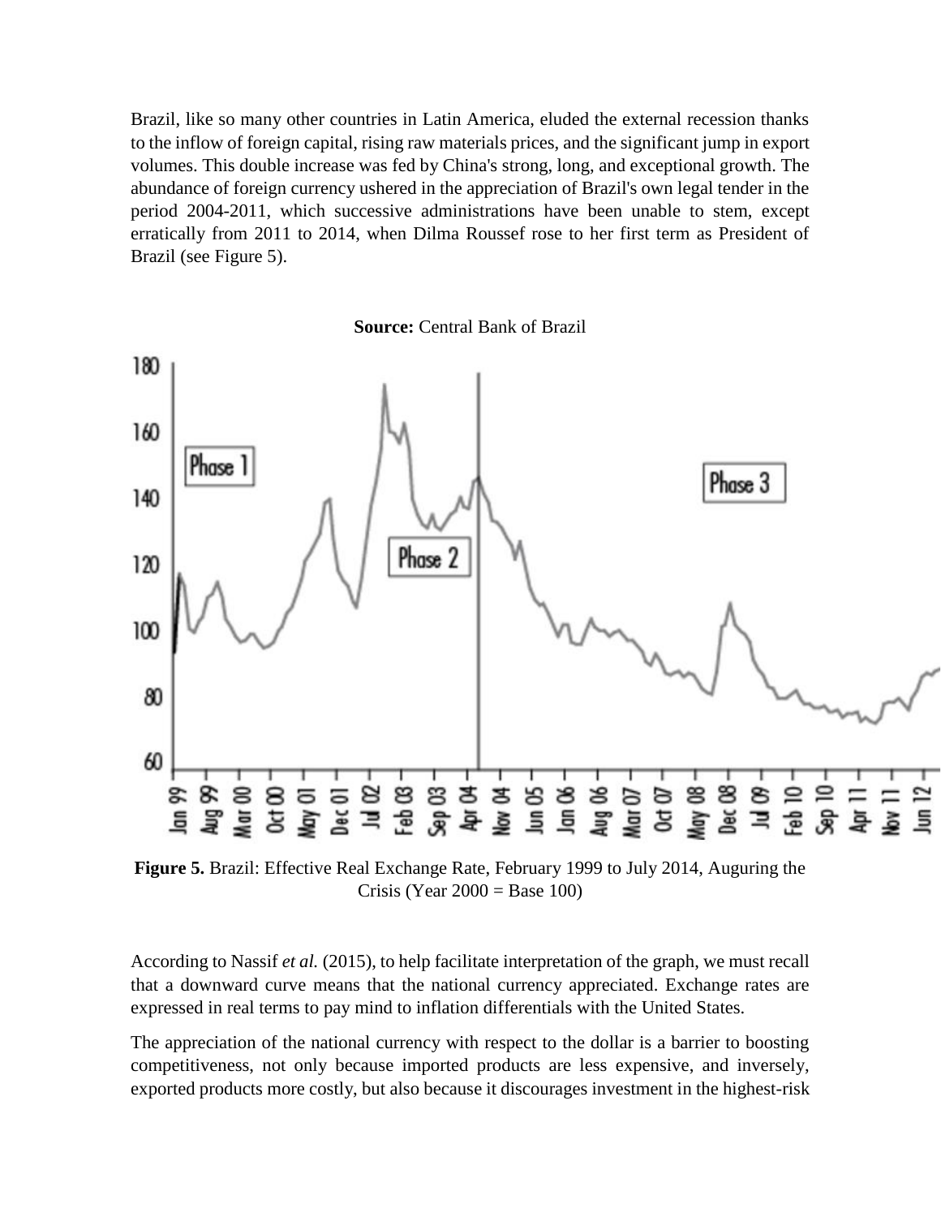Brazil, like so many other countries in Latin America, eluded the external recession thanks to the inflow of foreign capital, rising raw materials prices, and the significant jump in export volumes. This double increase was fed by China's strong, long, and exceptional growth. The abundance of foreign currency ushered in the appreciation of Brazil's own legal tender in the period 2004-2011, which successive administrations have been unable to stem, except erratically from 2011 to 2014, when Dilma Roussef rose to her first term as President of Brazil (see Figure 5).

**Source:** Central Bank of Brazil

180
160
140
120
100
80
60

Phase 1
Phase 2
Phase 3

Jan 99
Aug 99
Mar 00
Oct 00
May 01
Dec 01
Jul 02
Feb 03
Sep 03
Apr 04
Nov 04
Jun 05
Jan 06
Aug 06
Mar 07
Oct 07
May 08
Dec 08
Jul 09
Feb 10
Sep 10
Apr 11
Nov 11
Jun 12

**Figure 5.** Brazil: Effective Real Exchange Rate, February 1999 to July 2014, Auguring the Crisis (Year 2000 = Base 100)

According to Nassif *et al.* (2015), to help facilitate interpretation of the graph, we must recall that a downward curve means that the national currency appreciated. Exchange rates are expressed in real terms to pay mind to inflation differentials with the United States.

The appreciation of the national currency with respect to the dollar is a barrier to boosting competitiveness, not only because imported products are less expensive, and inversely, exported products more costly, but also because it discourages investment in the highest-risk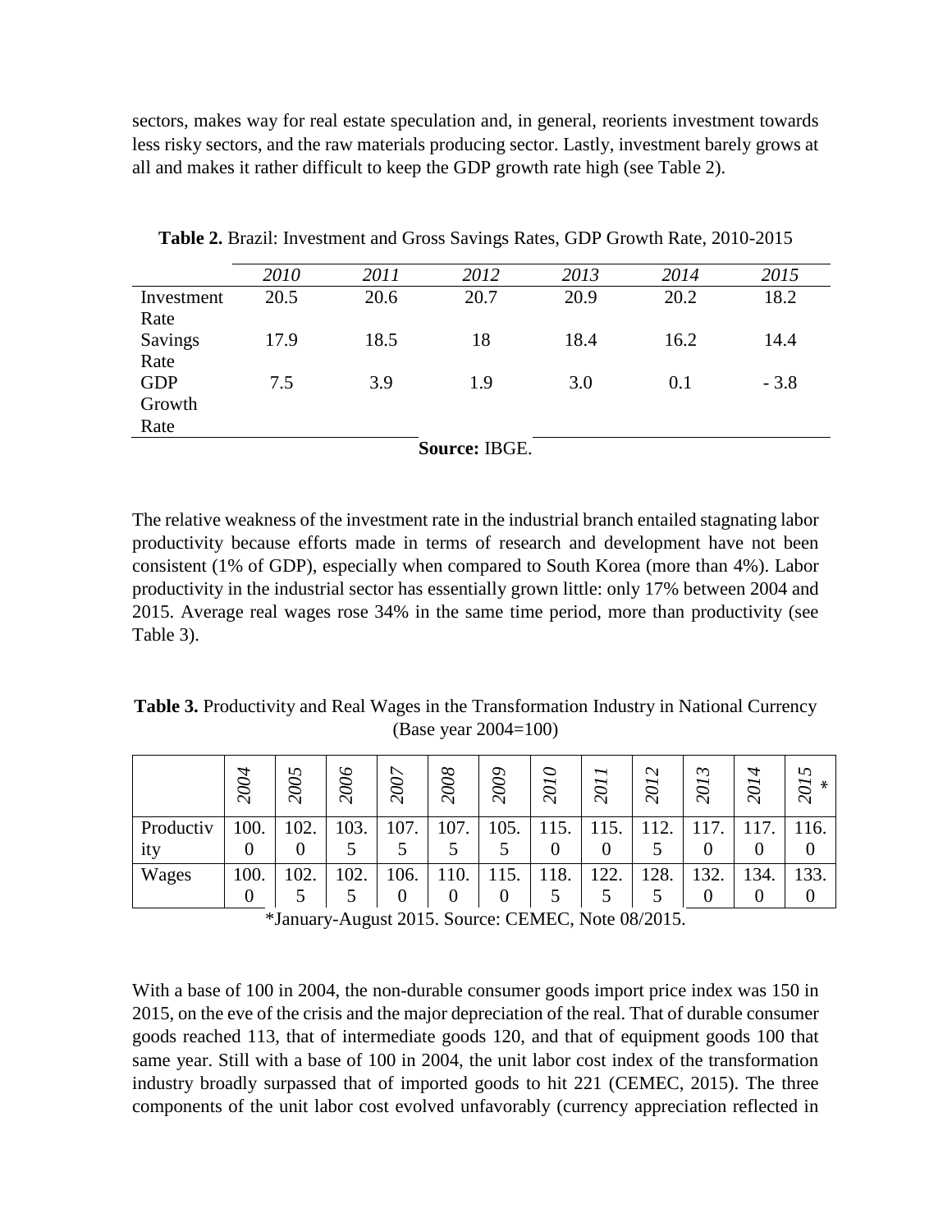sectors, makes way for real estate speculation and, in general, reorients investment towards less risky sectors, and the raw materials producing sector. Lastly, investment barely grows at all and makes it rather difficult to keep the GDP growth rate high (see Table 2).

**Table 2.** Brazil: Investment and Gross Savings Rates, GDP Growth Rate, 2010-2015

| | *2010* | *2011* | *2012* | *2013* | *2014* | *2015* |
|---|---|---|---|---|---|---|
| Investment Rate | 20.5 | 20.6 | 20.7 | 20.9 | 20.2 | 18.2 |
| Savings Rate | 17.9 | 18.5 | 18 | 18.4 | 16.2 | 14.4 |
| GDP Growth Rate | 7.5 | 3.9 | 1.9 | 3.0 | 0.1 | - 3.8 |

**Source:** IBGE.

The relative weakness of the investment rate in the industrial branch entailed stagnating labor productivity because efforts made in terms of research and development have not been consistent (1% of GDP), especially when compared to South Korea (more than 4%). Labor productivity in the industrial sector has essentially grown little: only 17% between 2004 and 2015. Average real wages rose 34% in the same time period, more than productivity (see Table 3).

**Table 3.** Productivity and Real Wages in the Transformation Industry in National Currency (Base year 2004=100)

| | *2004* | *2005* | *2006* | *2007* | *2008* | *2009* | *2010* | *2011* | *2012* | *2013* | *2014* | *2015* * |
|---|---|---|---|---|---|---|---|---|---|---|---|---|
| Productivity | 100.0 | 102.0 | 103.5 | 107.5 | 107.5 | 105.5 | 115.0 | 115.0 | 112.5 | 117.0 | 117.0 | 116.0 |
| Wages | 100.0 | 102.5 | 102.5 | 106.0 | 110.0 | 115.0 | 118.5 | 122.5 | 128.5 | 132.0 | 134.0 | 133.0 |

*January-August 2015. Source: CEMEC, Note 08/2015.

With a base of 100 in 2004, the non-durable consumer goods import price index was 150 in 2015, on the eve of the crisis and the major depreciation of the real. That of durable consumer goods reached 113, that of intermediate goods 120, and that of equipment goods 100 that same year. Still with a base of 100 in 2004, the unit labor cost index of the transformation industry broadly surpassed that of imported goods to hit 221 (CEMEC, 2015). The three components of the unit labor cost evolved unfavorably (currency appreciation reflected in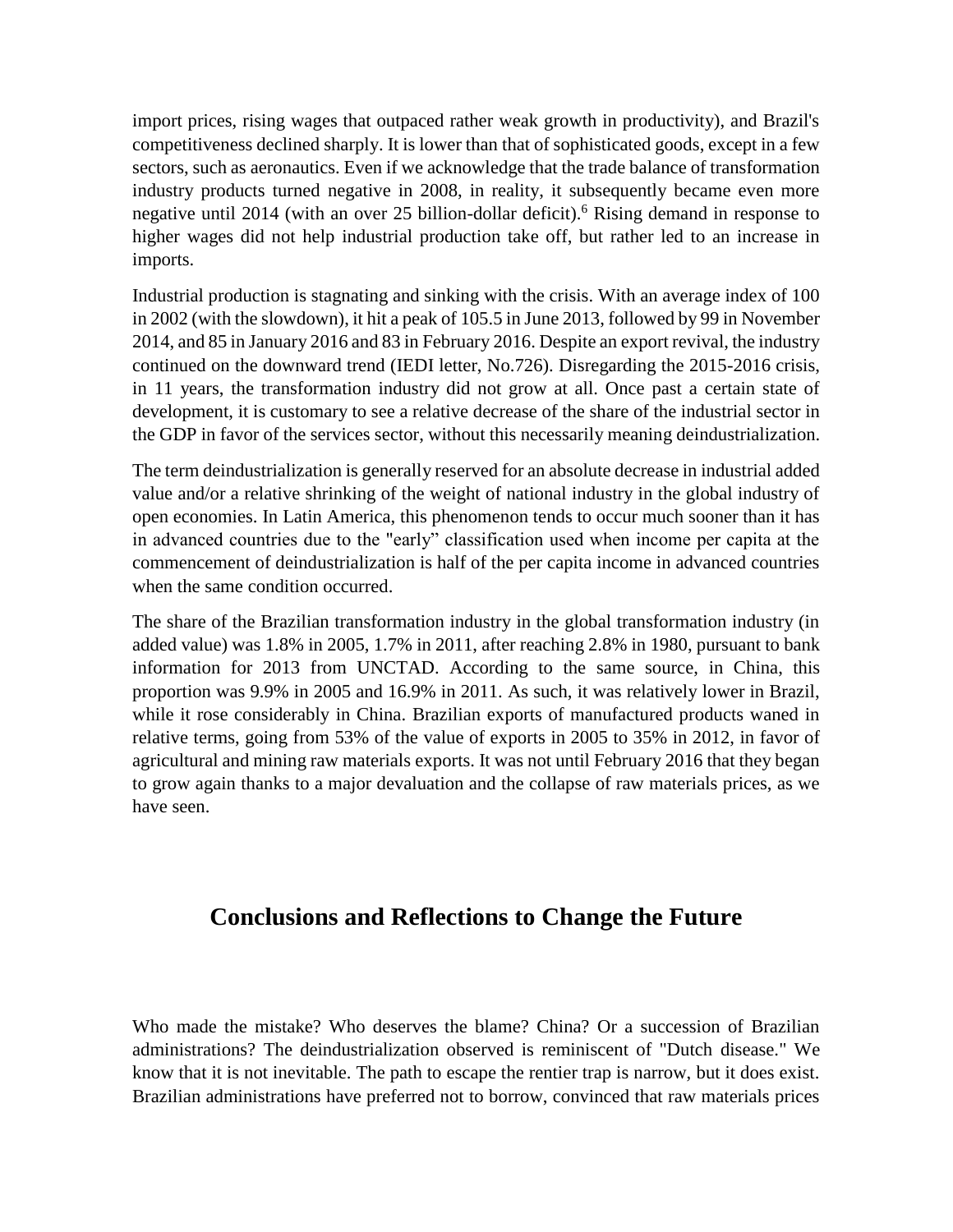import prices, rising wages that outpaced rather weak growth in productivity), and Brazil's competitiveness declined sharply. It is lower than that of sophisticated goods, except in a few sectors, such as aeronautics. Even if we acknowledge that the trade balance of transformation industry products turned negative in 2008, in reality, it subsequently became even more negative until 2014 (with an over 25 billion-dollar deficit).[6] Rising demand in response to higher wages did not help industrial production take off, but rather led to an increase in imports.

Industrial production is stagnating and sinking with the crisis. With an average index of 100 in 2002 (with the slowdown), it hit a peak of 105.5 in June 2013, followed by 99 in November 2014, and 85 in January 2016 and 83 in February 2016. Despite an export revival, the industry continued on the downward trend (IEDI letter, No.726). Disregarding the 2015-2016 crisis, in 11 years, the transformation industry did not grow at all. Once past a certain state of development, it is customary to see a relative decrease of the share of the industrial sector in the GDP in favor of the services sector, without this necessarily meaning deindustrialization.

The term deindustrialization is generally reserved for an absolute decrease in industrial added value and/or a relative shrinking of the weight of national industry in the global industry of open economies. In Latin America, this phenomenon tends to occur much sooner than it has in advanced countries due to the "early" classification used when income per capita at the commencement of deindustrialization is half of the per capita income in advanced countries when the same condition occurred.

The share of the Brazilian transformation industry in the global transformation industry (in added value) was 1.8% in 2005, 1.7% in 2011, after reaching 2.8% in 1980, pursuant to bank information for 2013 from UNCTAD. According to the same source, in China, this proportion was 9.9% in 2005 and 16.9% in 2011. As such, it was relatively lower in Brazil, while it rose considerably in China. Brazilian exports of manufactured products waned in relative terms, going from 53% of the value of exports in 2005 to 35% in 2012, in favor of agricultural and mining raw materials exports. It was not until February 2016 that they began to grow again thanks to a major devaluation and the collapse of raw materials prices, as we have seen.

## Conclusions and Reflections to Change the Future

Who made the mistake? Who deserves the blame? China? Or a succession of Brazilian administrations? The deindustrialization observed is reminiscent of "Dutch disease." We know that it is not inevitable. The path to escape the rentier trap is narrow, but it does exist. Brazilian administrations have preferred not to borrow, convinced that raw materials prices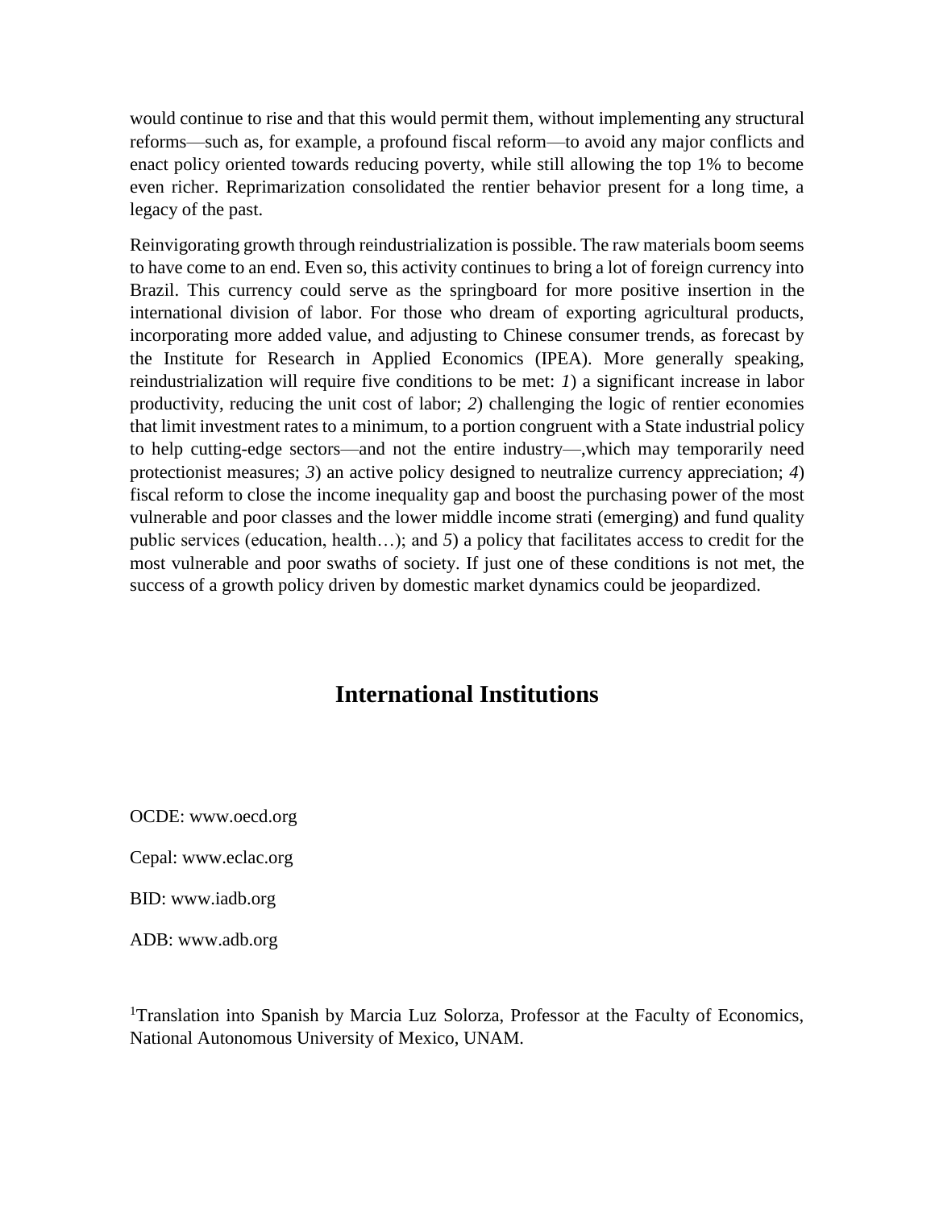would continue to rise and that this would permit them, without implementing any structural reforms—such as, for example, a profound fiscal reform—to avoid any major conflicts and enact policy oriented towards reducing poverty, while still allowing the top 1% to become even richer. Reprimarization consolidated the rentier behavior present for a long time, a legacy of the past.

Reinvigorating growth through reindustrialization is possible. The raw materials boom seems to have come to an end. Even so, this activity continues to bring a lot of foreign currency into Brazil. This currency could serve as the springboard for more positive insertion in the international division of labor. For those who dream of exporting agricultural products, incorporating more added value, and adjusting to Chinese consumer trends, as forecast by the Institute for Research in Applied Economics (IPEA). More generally speaking, reindustrialization will require five conditions to be met: *1*) a significant increase in labor productivity, reducing the unit cost of labor; *2*) challenging the logic of rentier economies that limit investment rates to a minimum, to a portion congruent with a State industrial policy to help cutting-edge sectors—and not the entire industry—,which may temporarily need protectionist measures; *3*) an active policy designed to neutralize currency appreciation; *4*) fiscal reform to close the income inequality gap and boost the purchasing power of the most vulnerable and poor classes and the lower middle income strati (emerging) and fund quality public services (education, health…); and *5*) a policy that facilitates access to credit for the most vulnerable and poor swaths of society. If just one of these conditions is not met, the success of a growth policy driven by domestic market dynamics could be jeopardized.

## International Institutions

OCDE: www.oecd.org

Cepal: www.eclac.org

BID: www.iadb.org

ADB: www.adb.org

[1]Translation into Spanish by Marcia Luz Solorza, Professor at the Faculty of Economics, National Autonomous University of Mexico, UNAM.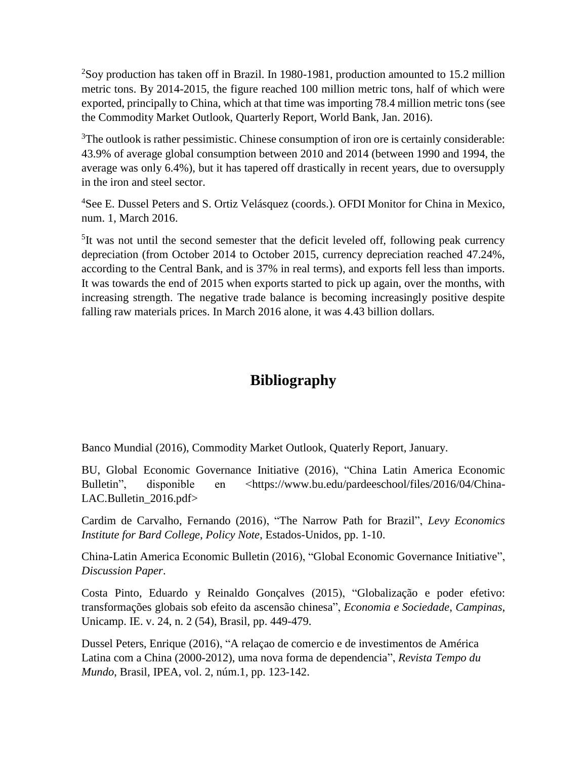[2]Soy production has taken off in Brazil. In 1980-1981, production amounted to 15.2 million metric tons. By 2014-2015, the figure reached 100 million metric tons, half of which were exported, principally to China, which at that time was importing 78.4 million metric tons (see the Commodity Market Outlook, Quarterly Report, World Bank, Jan. 2016).

[3]The outlook is rather pessimistic. Chinese consumption of iron ore is certainly considerable: 43.9% of average global consumption between 2010 and 2014 (between 1990 and 1994, the average was only 6.4%), but it has tapered off drastically in recent years, due to oversupply in the iron and steel sector.

[4]See E. Dussel Peters and S. Ortiz Velásquez (coords.). OFDI Monitor for China in Mexico, num. 1, March 2016.

[5]It was not until the second semester that the deficit leveled off, following peak currency depreciation (from October 2014 to October 2015, currency depreciation reached 47.24%, according to the Central Bank, and is 37% in real terms), and exports fell less than imports. It was towards the end of 2015 when exports started to pick up again, over the months, with increasing strength. The negative trade balance is becoming increasingly positive despite falling raw materials prices. In March 2016 alone, it was 4.43 billion dollars.

# Bibliography

Banco Mundial (2016), Commodity Market Outlook, Quaterly Report, January.

BU, Global Economic Governance Initiative (2016), "China Latin America Economic Bulletin", disponible en <https://www.bu.edu/pardeeschool/files/2016/04/China-LAC.Bulletin_2016.pdf>

Cardim de Carvalho, Fernando (2016), "The Narrow Path for Brazil", *Levy Economics Institute for Bard College*, *Policy Note*, Estados-Unidos, pp. 1-10.

China-Latin America Economic Bulletin (2016), "Global Economic Governance Initiative", *Discussion Paper*.

Costa Pinto, Eduardo y Reinaldo Gonçalves (2015), "Globalização e poder efetivo: transformações globais sob efeito da ascensão chinesa", *Economia e Sociedade*, *Campinas*, Unicamp. IE. v. 24, n. 2 (54), Brasil, pp. 449-479.

Dussel Peters, Enrique (2016), "A relaçao de comercio e de investimentos de América Latina com a China (2000-2012), uma nova forma de dependencia", *Revista Tempo du Mundo*, Brasil, IPEA, vol. 2, núm.1, pp. 123-142.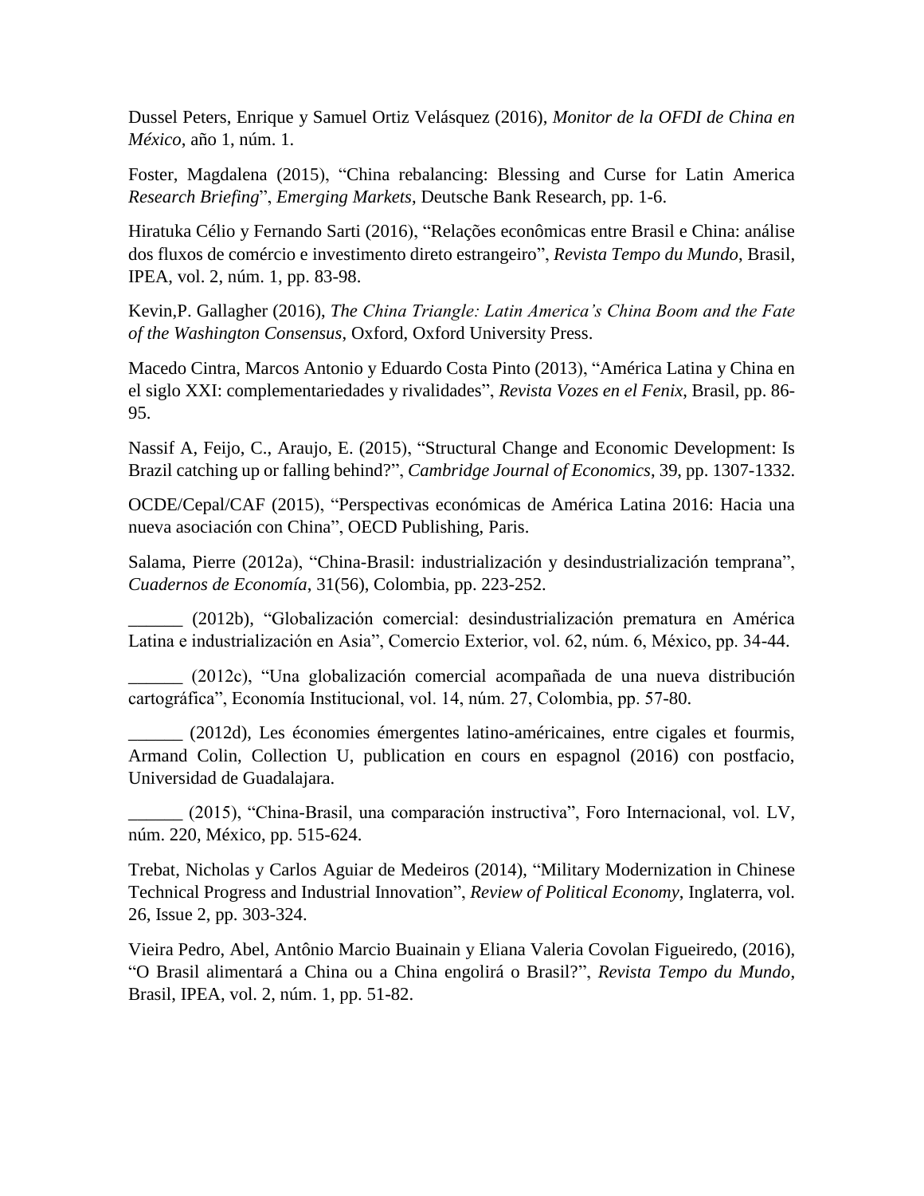Dussel Peters, Enrique y Samuel Ortiz Velásquez (2016), *Monitor de la OFDI de China en México*, año 1, núm. 1.

Foster, Magdalena (2015), "China rebalancing: Blessing and Curse for Latin America *Research Briefing*", *Emerging Markets*, Deutsche Bank Research, pp. 1-6.

Hiratuka Célio y Fernando Sarti (2016), "Relações econômicas entre Brasil e China: análise dos fluxos de comércio e investimento direto estrangeiro", *Revista Tempo du Mundo*, Brasil, IPEA, vol. 2, núm. 1, pp. 83-98.

Kevin,P. Gallagher (2016), *The China Triangle: Latin America's China Boom and the Fate of the Washington Consensus*, Oxford, Oxford University Press.

Macedo Cintra, Marcos Antonio y Eduardo Costa Pinto (2013), "América Latina y China en el siglo XXI: complementariedades y rivalidades", *Revista Vozes en el Fenix*, Brasil, pp. 86-95.

Nassif A, Feijo, C., Araujo, E. (2015), "Structural Change and Economic Development: Is Brazil catching up or falling behind?", *Cambridge Journal of Economics*, 39, pp. 1307-1332.

OCDE/Cepal/CAF (2015), "Perspectivas económicas de América Latina 2016: Hacia una nueva asociación con China", OECD Publishing, Paris.

Salama, Pierre (2012a), "China-Brasil: industrialización y desindustrialización temprana", *Cuadernos de Economía*, 31(56), Colombia, pp. 223-252.

______ (2012b), "Globalización comercial: desindustrialización prematura en América Latina e industrialización en Asia", Comercio Exterior, vol. 62, núm. 6, México, pp. 34-44.

______ (2012c), "Una globalización comercial acompañada de una nueva distribución cartográfica", Economía Institucional, vol. 14, núm. 27, Colombia, pp. 57-80.

______ (2012d), Les économies émergentes latino-américaines, entre cigales et fourmis, Armand Colin, Collection U, publication en cours en espagnol (2016) con postfacio, Universidad de Guadalajara.

______ (2015), "China-Brasil, una comparación instructiva", Foro Internacional, vol. LV, núm. 220, México, pp. 515-624.

Trebat, Nicholas y Carlos Aguiar de Medeiros (2014), "Military Modernization in Chinese Technical Progress and Industrial Innovation", *Review of Political Economy*, Inglaterra, vol. 26, Issue 2, pp. 303-324.

Vieira Pedro, Abel, Antônio Marcio Buainain y Eliana Valeria Covolan Figueiredo, (2016), "O Brasil alimentará a China ou a China engolirá o Brasil?", *Revista Tempo du Mundo*, Brasil, IPEA, vol. 2, núm. 1, pp. 51-82.